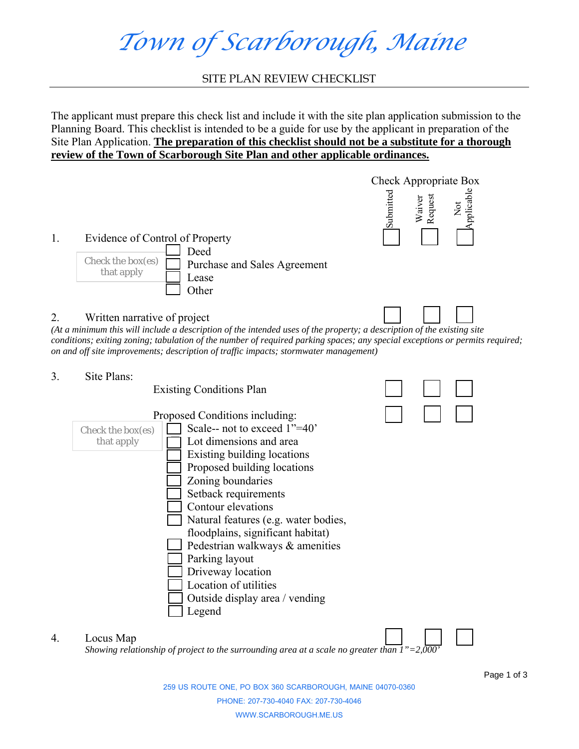# Town of Scarborough, Maine

## SITE PLAN REVIEW CHECKLIST

The applicant must prepare this check list and include it with the site plan application submission to the Planning Board. This checklist is intended to be a guide for use by the applicant in preparation of the Site Plan Application. **The preparation of this checklist should not be a substitute for a thorough review of the Town of Scarborough Site Plan and other applicable ordinances.**

Check Appropriate Box

| Item | Submitted | Waiver Request | Not Applicable |
|---|---|---|---|
| 1. Evidence of Control of Property | ☐ | ☐ | ☐ |
| 2. Written narrative of project | ☐ | ☐ | ☐ |
| 3. Site Plans: Existing Conditions Plan | ☐ | ☐ | ☐ |
| 3. Site Plans: Proposed Conditions including: | ☐ | ☐ | ☐ |
| 4. Locus Map | ☐ | ☐ | ☐ |

1. Evidence of Control of Property

   Check the box(es) that apply
   - ☐ Deed
   - ☐ Purchase and Sales Agreement
   - ☐ Lease
   - ☐ Other

2. Written narrative of project

   *(At a minimum this will include a description of the intended uses of the property; a description of the existing site conditions; exiting zoning; tabulation of the number of required parking spaces; any special exceptions or permits required; on and off site improvements; description of traffic impacts; stormwater management)*

3. Site Plans:

   Existing Conditions Plan

   Proposed Conditions including:

   Check the box(es) that apply
   - ☐ Scale-- not to exceed 1"=40'
   - ☐ Lot dimensions and area
   - ☐ Existing building locations
   - ☐ Proposed building locations
   - ☐ Zoning boundaries
   - ☐ Setback requirements
   - ☐ Contour elevations
   - ☐ Natural features (e.g. water bodies, floodplains, significant habitat)
   - ☐ Pedestrian walkways & amenities
   - ☐ Parking layout
   - ☐ Driveway location
   - ☐ Location of utilities
   - ☐ Outside display area / vending
   - ☐ Legend

4. Locus Map

   *Showing relationship of project to the surrounding area at a scale no greater than 1"=2,000'*

259 US ROUTE ONE, PO BOX 360 SCARBOROUGH, MAINE 04070-0360

PHONE: 207-730-4040 FAX: 207-730-4046

WWW.SCARBOROUGH.ME.US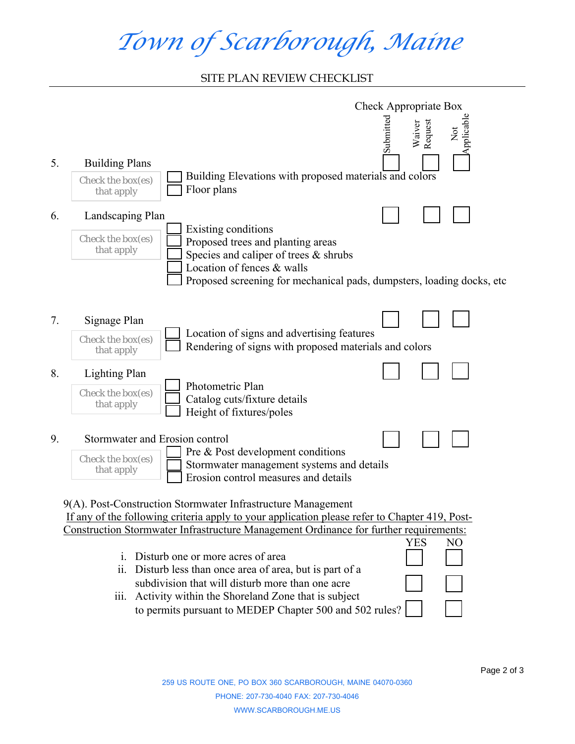# Town of Scarborough, Maine

## SITE PLAN REVIEW CHECKLIST

| | | Check Appropriate Box | | |
|---|---|---|---|---|
| | | Submitted | Waiver Request | Not Applicable |
| 5. Building Plans (Check the box(es) that apply) | ☐ Building Elevations with proposed materials and colors<br>☐ Floor plans | ☐ | ☐ | ☐ |
| 6. Landscaping Plan (Check the box(es) that apply) | ☐ Existing conditions<br>☐ Proposed trees and planting areas<br>☐ Species and caliper of trees & shrubs<br>☐ Location of fences & walls<br>☐ Proposed screening for mechanical pads, dumpsters, loading docks, etc | ☐ | ☐ | ☐ |
| 7. Signage Plan (Check the box(es) that apply) | ☐ Location of signs and advertising features<br>☐ Rendering of signs with proposed materials and colors | ☐ | ☐ | ☐ |
| 8. Lighting Plan (Check the box(es) that apply) | ☐ Photometric Plan<br>☐ Catalog cuts/fixture details<br>☐ Height of fixtures/poles | ☐ | ☐ | ☐ |
| 9. Stormwater and Erosion control (Check the box(es) that apply) | ☐ Pre & Post development conditions<br>☐ Stormwater management systems and details<br>☐ Erosion control measures and details | ☐ | ☐ | ☐ |

9(A). Post-Construction Stormwater Infrastructure Management

If any of the following criteria apply to your application please refer to Chapter 419, Post-Construction Stormwater Infrastructure Management Ordinance for further requirements:

| | YES | NO |
|---|---|---|
| i. Disturb one or more acres of area | ☐ | ☐ |
| ii. Disturb less than once area of area, but is part of a subdivision that will disturb more than one acre | ☐ | ☐ |
| iii. Activity within the Shoreland Zone that is subject to permits pursuant to MEDEP Chapter 500 and 502 rules? | ☐ | ☐ |

259 US ROUTE ONE, PO BOX 360 SCARBOROUGH, MAINE 04070-0360

PHONE: 207-730-4040 FAX: 207-730-4046

WWW.SCARBOROUGH.ME.US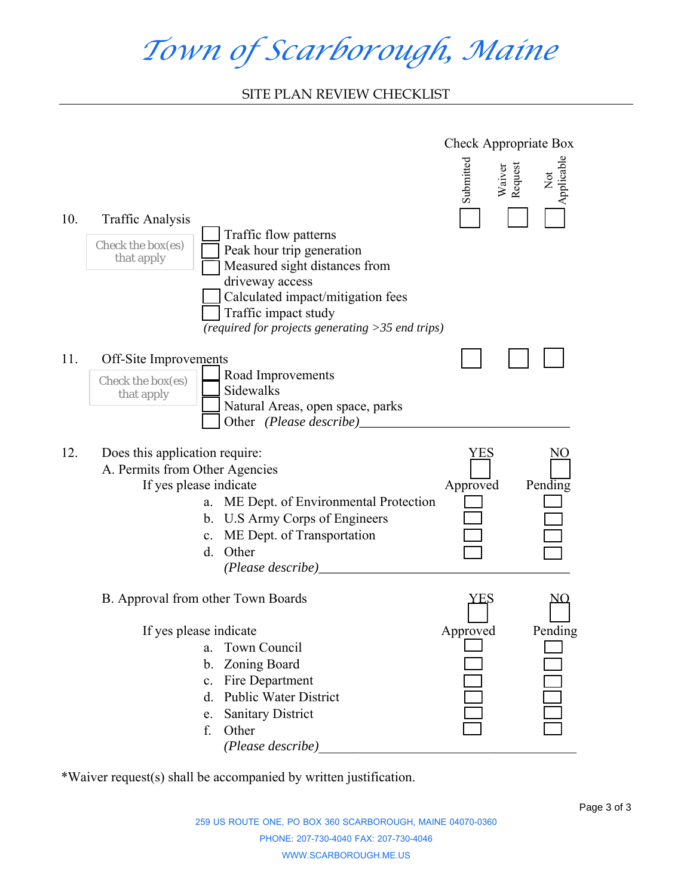# Town of Scarborough, Maine

## SITE PLAN REVIEW CHECKLIST

Check Appropriate Box

| | | Submitted | Waiver Request | Not Applicable |
|---|---|---|---|---|
| 10. | Traffic Analysis | ☐ | ☐ | ☐ |
| 11. | Off-Site Improvements | ☐ | ☐ | ☐ |

**10. Traffic Analysis**

Check the box(es) that apply

- ☐ Traffic flow patterns
- ☐ Peak hour trip generation
- ☐ Measured sight distances from driveway access
- ☐ Calculated impact/mitigation fees
- ☐ Traffic impact study

*(required for projects generating >35 end trips)*

**11. Off-Site Improvements**

Check the box(es) that apply

- ☐ Road Improvements
- ☐ Sidewalks
- ☐ Natural Areas, open space, parks
- ☐ Other *(Please describe)*_______________________________

**12. Does this application require:**

A. Permits from Other Agencies — YES ☐ NO ☐

If yes please indicate

| | Approved | Pending |
|---|---|---|
| a. ME Dept. of Environmental Protection | ☐ | ☐ |
| b. U.S Army Corps of Engineers | ☐ | ☐ |
| c. ME Dept. of Transportation | ☐ | ☐ |
| d. Other | ☐ | ☐ |

*(Please describe)*_____________________________________

B. Approval from other Town Boards — YES ☐ NO ☐

If yes please indicate

| | Approved | Pending |
|---|---|---|
| a. Town Council | ☐ | ☐ |
| b. Zoning Board | ☐ | ☐ |
| c. Fire Department | ☐ | ☐ |
| d. Public Water District | ☐ | ☐ |
| e. Sanitary District | ☐ | ☐ |
| f. Other | ☐ | ☐ |

*(Please describe)*_____________________________________

*Waiver request(s) shall be accompanied by written justification.

259 US ROUTE ONE, PO BOX 360 SCARBOROUGH, MAINE 04070-0360
PHONE: 207-730-4040 FAX: 207-730-4046
WWW.SCARBOROUGH.ME.US